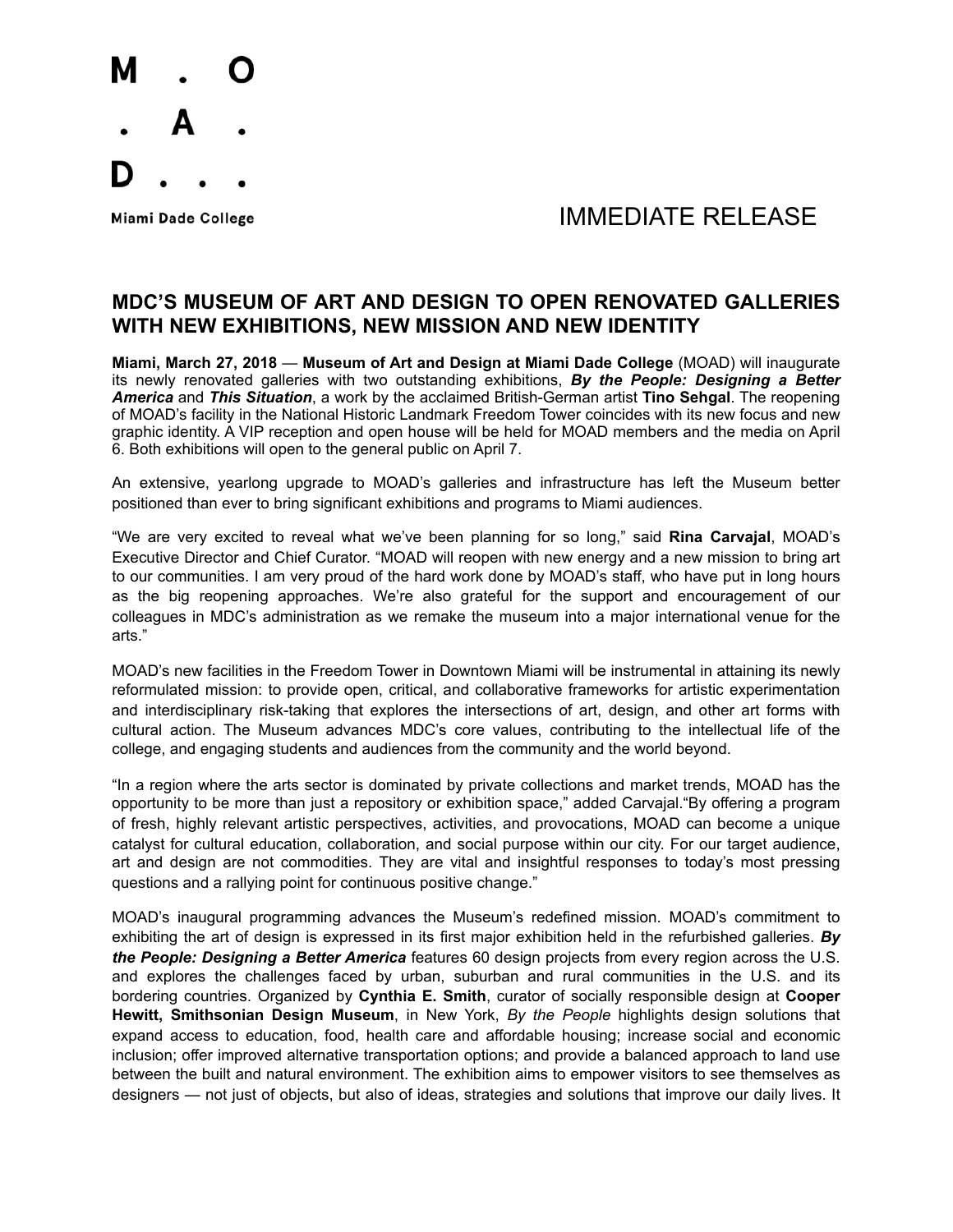M . O
. A .
D . . .

Miami Dade College

IMMEDIATE RELEASE

## MDC'S MUSEUM OF ART AND DESIGN TO OPEN RENOVATED GALLERIES WITH NEW EXHIBITIONS, NEW MISSION AND NEW IDENTITY

**Miami, March 27, 2018** — **Museum of Art and Design at Miami Dade College** (MOAD) will inaugurate its newly renovated galleries with two outstanding exhibitions, ***By the People: Designing a Better America*** and ***This Situation***, a work by the acclaimed British-German artist **Tino Sehgal**. The reopening of MOAD's facility in the National Historic Landmark Freedom Tower coincides with its new focus and new graphic identity. A VIP reception and open house will be held for MOAD members and the media on April 6. Both exhibitions will open to the general public on April 7.

An extensive, yearlong upgrade to MOAD's galleries and infrastructure has left the Museum better positioned than ever to bring significant exhibitions and programs to Miami audiences.

"We are very excited to reveal what we've been planning for so long," said **Rina Carvajal**, MOAD's Executive Director and Chief Curator. "MOAD will reopen with new energy and a new mission to bring art to our communities. I am very proud of the hard work done by MOAD's staff, who have put in long hours as the big reopening approaches. We're also grateful for the support and encouragement of our colleagues in MDC's administration as we remake the museum into a major international venue for the arts."

MOAD's new facilities in the Freedom Tower in Downtown Miami will be instrumental in attaining its newly reformulated mission: to provide open, critical, and collaborative frameworks for artistic experimentation and interdisciplinary risk-taking that explores the intersections of art, design, and other art forms with cultural action. The Museum advances MDC's core values, contributing to the intellectual life of the college, and engaging students and audiences from the community and the world beyond.

"In a region where the arts sector is dominated by private collections and market trends, MOAD has the opportunity to be more than just a repository or exhibition space," added Carvajal."By offering a program of fresh, highly relevant artistic perspectives, activities, and provocations, MOAD can become a unique catalyst for cultural education, collaboration, and social purpose within our city. For our target audience, art and design are not commodities. They are vital and insightful responses to today's most pressing questions and a rallying point for continuous positive change."

MOAD's inaugural programming advances the Museum's redefined mission. MOAD's commitment to exhibiting the art of design is expressed in its first major exhibition held in the refurbished galleries. ***By the People: Designing a Better America*** features 60 design projects from every region across the U.S. and explores the challenges faced by urban, suburban and rural communities in the U.S. and its bordering countries. Organized by **Cynthia E. Smith**, curator of socially responsible design at **Cooper Hewitt, Smithsonian Design Museum**, in New York, *By the People* highlights design solutions that expand access to education, food, health care and affordable housing; increase social and economic inclusion; offer improved alternative transportation options; and provide a balanced approach to land use between the built and natural environment. The exhibition aims to empower visitors to see themselves as designers — not just of objects, but also of ideas, strategies and solutions that improve our daily lives. It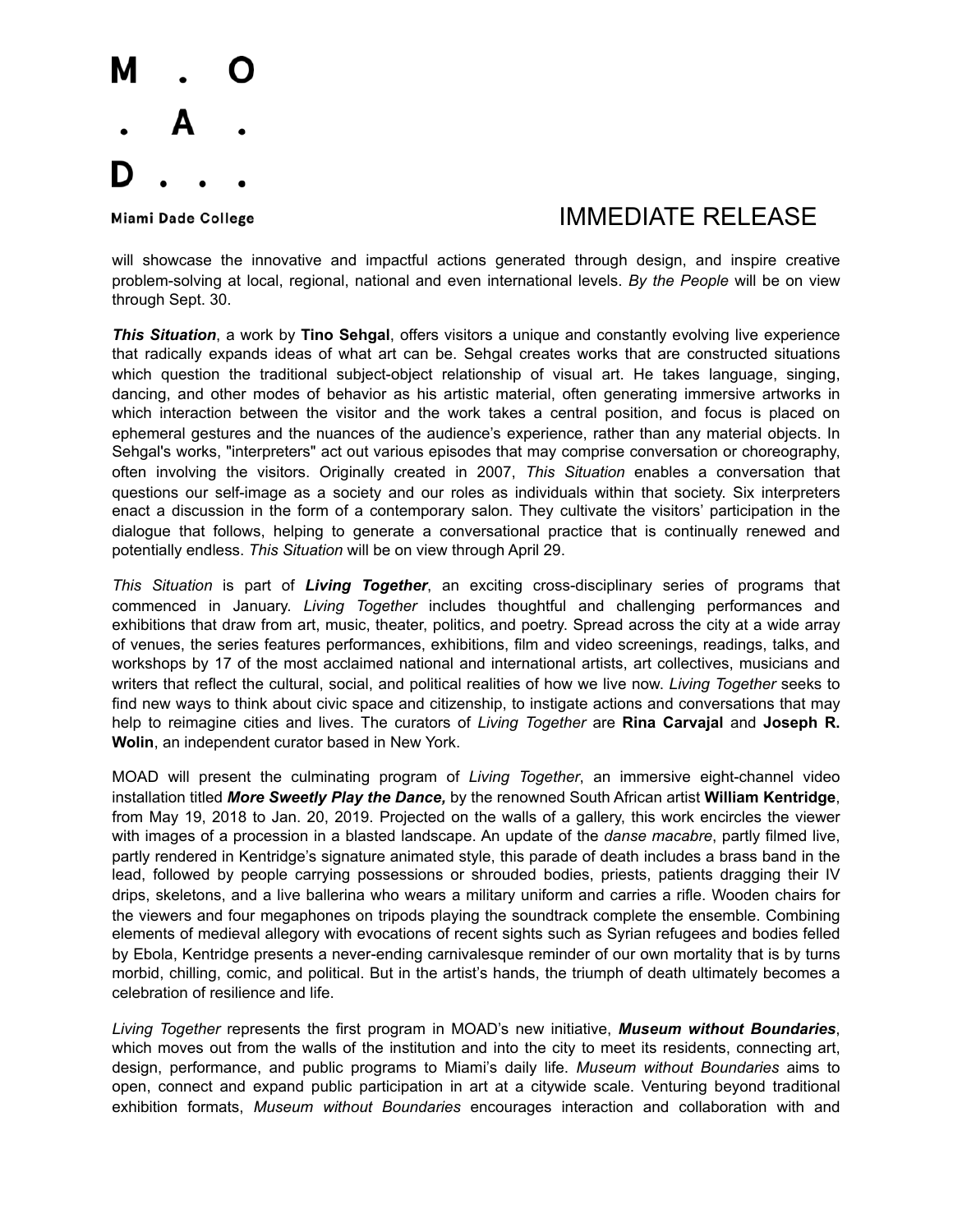will showcase the innovative and impactful actions generated through design, and inspire creative problem-solving at local, regional, national and even international levels. *By the People* will be on view through Sept. 30.

***This Situation***, a work by **Tino Sehgal**, offers visitors a unique and constantly evolving live experience that radically expands ideas of what art can be. Sehgal creates works that are constructed situations which question the traditional subject-object relationship of visual art. He takes language, singing, dancing, and other modes of behavior as his artistic material, often generating immersive artworks in which interaction between the visitor and the work takes a central position, and focus is placed on ephemeral gestures and the nuances of the audience's experience, rather than any material objects. In Sehgal's works, "interpreters" act out various episodes that may comprise conversation or choreography, often involving the visitors. Originally created in 2007, *This Situation* enables a conversation that questions our self-image as a society and our roles as individuals within that society. Six interpreters enact a discussion in the form of a contemporary salon. They cultivate the visitors' participation in the dialogue that follows, helping to generate a conversational practice that is continually renewed and potentially endless. *This Situation* will be on view through April 29.

*This Situation* is part of ***Living Together***, an exciting cross-disciplinary series of programs that commenced in January. *Living Together* includes thoughtful and challenging performances and exhibitions that draw from art, music, theater, politics, and poetry. Spread across the city at a wide array of venues, the series features performances, exhibitions, film and video screenings, readings, talks, and workshops by 17 of the most acclaimed national and international artists, art collectives, musicians and writers that reflect the cultural, social, and political realities of how we live now. *Living Together* seeks to find new ways to think about civic space and citizenship, to instigate actions and conversations that may help to reimagine cities and lives. The curators of *Living Together* are **Rina Carvajal** and **Joseph R. Wolin**, an independent curator based in New York.

MOAD will present the culminating program of *Living Together*, an immersive eight-channel video installation titled ***More Sweetly Play the Dance,*** by the renowned South African artist **William Kentridge**, from May 19, 2018 to Jan. 20, 2019. Projected on the walls of a gallery, this work encircles the viewer with images of a procession in a blasted landscape. An update of the *danse macabre*, partly filmed live, partly rendered in Kentridge's signature animated style, this parade of death includes a brass band in the lead, followed by people carrying possessions or shrouded bodies, priests, patients dragging their IV drips, skeletons, and a live ballerina who wears a military uniform and carries a rifle. Wooden chairs for the viewers and four megaphones on tripods playing the soundtrack complete the ensemble. Combining elements of medieval allegory with evocations of recent sights such as Syrian refugees and bodies felled by Ebola, Kentridge presents a never-ending carnivalesque reminder of our own mortality that is by turns morbid, chilling, comic, and political. But in the artist's hands, the triumph of death ultimately becomes a celebration of resilience and life.

*Living Together* represents the first program in MOAD's new initiative, ***Museum without Boundaries***, which moves out from the walls of the institution and into the city to meet its residents, connecting art, design, performance, and public programs to Miami's daily life. *Museum without Boundaries* aims to open, connect and expand public participation in art at a citywide scale. Venturing beyond traditional exhibition formats, *Museum without Boundaries* encourages interaction and collaboration with and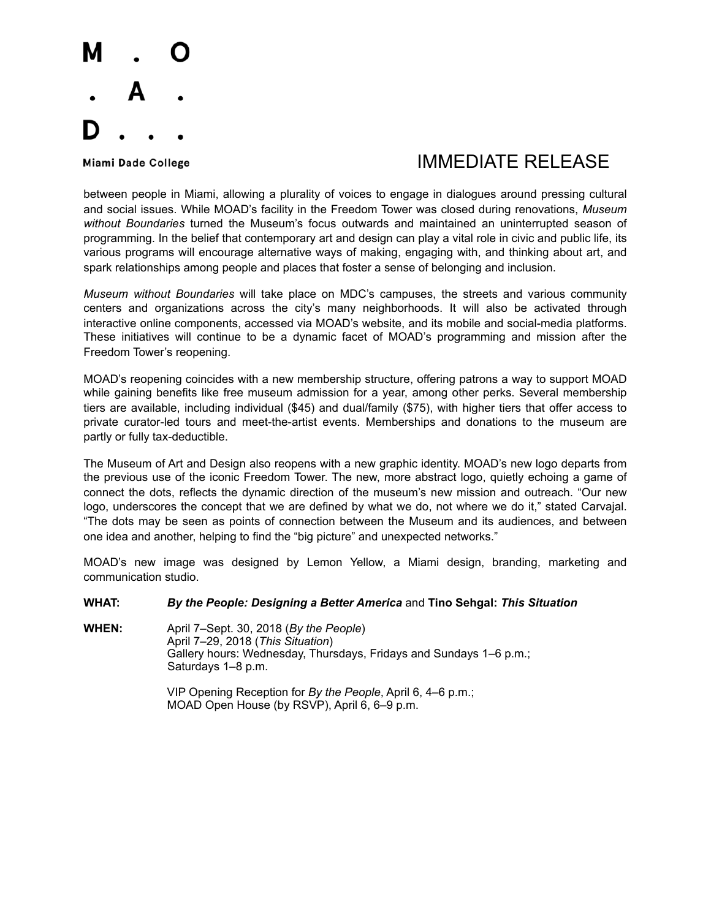M . O
. A .
D . . .

Miami Dade College

IMMEDIATE RELEASE

between people in Miami, allowing a plurality of voices to engage in dialogues around pressing cultural and social issues. While MOAD's facility in the Freedom Tower was closed during renovations, *Museum without Boundaries* turned the Museum's focus outwards and maintained an uninterrupted season of programming. In the belief that contemporary art and design can play a vital role in civic and public life, its various programs will encourage alternative ways of making, engaging with, and thinking about art, and spark relationships among people and places that foster a sense of belonging and inclusion.

*Museum without Boundaries* will take place on MDC's campuses, the streets and various community centers and organizations across the city's many neighborhoods. It will also be activated through interactive online components, accessed via MOAD's website, and its mobile and social-media platforms. These initiatives will continue to be a dynamic facet of MOAD's programming and mission after the Freedom Tower's reopening.

MOAD's reopening coincides with a new membership structure, offering patrons a way to support MOAD while gaining benefits like free museum admission for a year, among other perks. Several membership tiers are available, including individual ($45) and dual/family ($75), with higher tiers that offer access to private curator-led tours and meet-the-artist events. Memberships and donations to the museum are partly or fully tax-deductible.

The Museum of Art and Design also reopens with a new graphic identity. MOAD's new logo departs from the previous use of the iconic Freedom Tower. The new, more abstract logo, quietly echoing a game of connect the dots, reflects the dynamic direction of the museum's new mission and outreach. "Our new logo, underscores the concept that we are defined by what we do, not where we do it," stated Carvajal. "The dots may be seen as points of connection between the Museum and its audiences, and between one idea and another, helping to find the "big picture" and unexpected networks."

MOAD's new image was designed by Lemon Yellow, a Miami design, branding, marketing and communication studio.

**WHAT:** ***By the People: Designing a Better America*** and **Tino Sehgal: *This Situation***

**WHEN:** April 7–Sept. 30, 2018 (*By the People*)
April 7–29, 2018 (*This Situation*)
Gallery hours: Wednesday, Thursdays, Fridays and Sundays 1–6 p.m.; Saturdays 1–8 p.m.

VIP Opening Reception for *By the People*, April 6, 4–6 p.m.;
MOAD Open House (by RSVP), April 6, 6–9 p.m.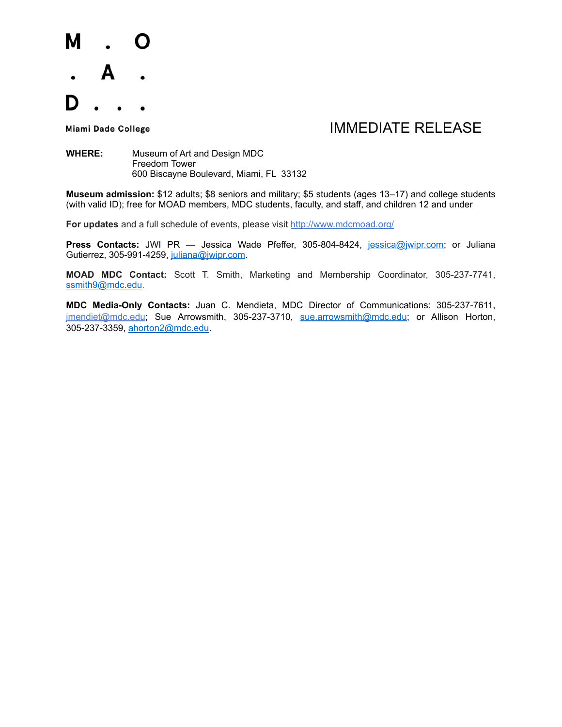M . O
. A .
D . . .

Miami Dade College

IMMEDIATE RELEASE

**WHERE:** Museum of Art and Design MDC
Freedom Tower
600 Biscayne Boulevard, Miami, FL 33132

**Museum admission:** $12 adults; $8 seniors and military; $5 students (ages 13–17) and college students (with valid ID); free for MOAD members, MDC students, faculty, and staff, and children 12 and under

**For updates** and a full schedule of events, please visit http://www.mdcmoad.org/

**Press Contacts:** JWI PR — Jessica Wade Pfeffer, 305-804-8424, jessica@jwipr.com; or Juliana Gutierrez, 305-991-4259, juliana@jwipr.com.

**MOAD MDC Contact:** Scott T. Smith, Marketing and Membership Coordinator, 305-237-7741, ssmith9@mdc.edu.

**MDC Media-Only Contacts:** Juan C. Mendieta, MDC Director of Communications: 305-237-7611, jmendiet@mdc.edu; Sue Arrowsmith, 305-237-3710, sue.arrowsmith@mdc.edu; or Allison Horton, 305-237-3359, ahorton2@mdc.edu.